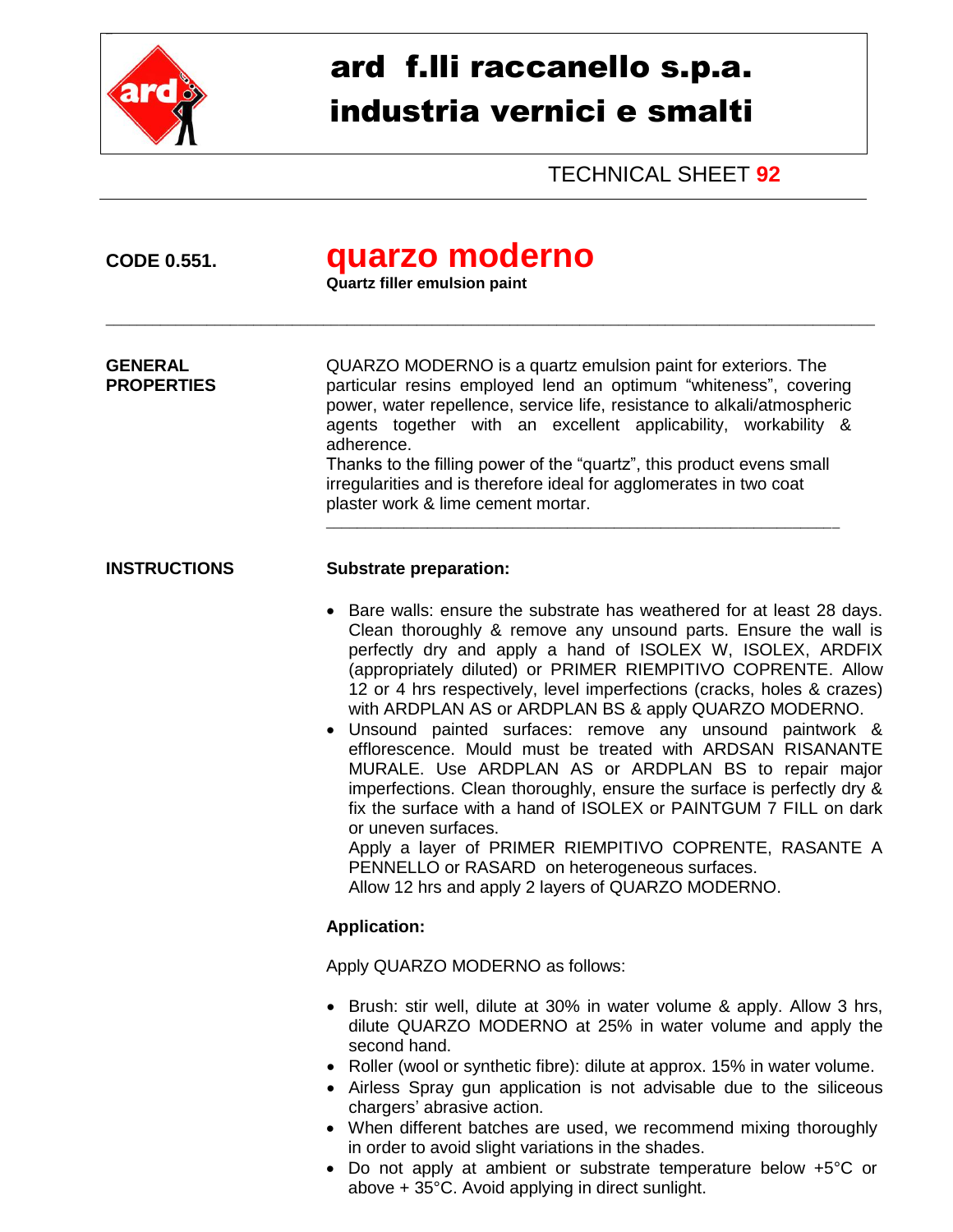# ard f.lli raccanello s.p.a.
# industria vernici e smalti

TECHNICAL SHEET **92**

**CODE 0.551.**

## quarzo moderno

**Quartz filler emulsion paint**

---

**GENERAL PROPERTIES**

QUARZO MODERNO is a quartz emulsion paint for exteriors. The particular resins employed lend an optimum "whiteness", covering power, water repellence, service life, resistance to alkali/atmospheric agents together with an excellent applicability, workability & adherence.
Thanks to the filling power of the "quartz", this product evens small irregularities and is therefore ideal for agglomerates in two coat plaster work & lime cement mortar.

---

**INSTRUCTIONS**

**Substrate preparation:**

- Bare walls: ensure the substrate has weathered for at least 28 days. Clean thoroughly & remove any unsound parts. Ensure the wall is perfectly dry and apply a hand of ISOLEX W, ISOLEX, ARDFIX (appropriately diluted) or PRIMER RIEMPITIVO COPRENTE. Allow 12 or 4 hrs respectively, level imperfections (cracks, holes & crazes) with ARDPLAN AS or ARDPLAN BS & apply QUARZO MODERNO.
- Unsound painted surfaces: remove any unsound paintwork & efflorescence. Mould must be treated with ARDSAN RISANANTE MURALE. Use ARDPLAN AS or ARDPLAN BS to repair major imperfections. Clean thoroughly, ensure the surface is perfectly dry & fix the surface with a hand of ISOLEX or PAINTGUM 7 FILL on dark or uneven surfaces.
  Apply a layer of PRIMER RIEMPITIVO COPRENTE, RASANTE A PENNELLO or RASARD on heterogeneous surfaces.
  Allow 12 hrs and apply 2 layers of QUARZO MODERNO.

**Application:**

Apply QUARZO MODERNO as follows:

- Brush: stir well, dilute at 30% in water volume & apply. Allow 3 hrs, dilute QUARZO MODERNO at 25% in water volume and apply the second hand.
- Roller (wool or synthetic fibre): dilute at approx. 15% in water volume.
- Airless Spray gun application is not advisable due to the siliceous chargers' abrasive action.
- When different batches are used, we recommend mixing thoroughly in order to avoid slight variations in the shades.
- Do not apply at ambient or substrate temperature below +5°C or above + 35°C. Avoid applying in direct sunlight.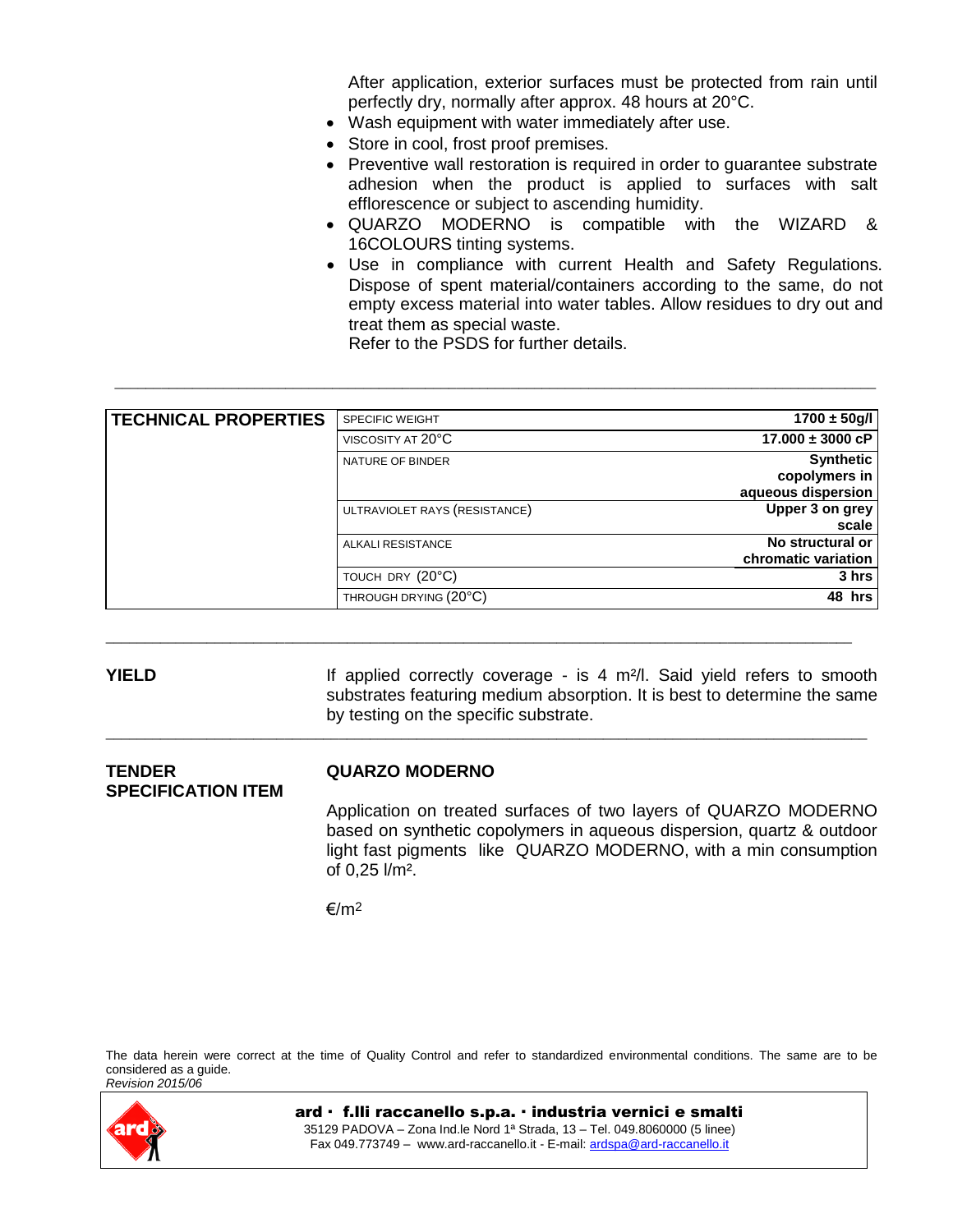After application, exterior surfaces must be protected from rain until perfectly dry, normally after approx. 48 hours at 20°C.

- Wash equipment with water immediately after use.
- Store in cool, frost proof premises.
- Preventive wall restoration is required in order to guarantee substrate adhesion when the product is applied to surfaces with salt efflorescence or subject to ascending humidity.
- QUARZO MODERNO is compatible with the WIZARD & 16COLOURS tinting systems.
- Use in compliance with current Health and Safety Regulations. Dispose of spent material/containers according to the same, do not empty excess material into water tables. Allow residues to dry out and treat them as special waste.
  Refer to the PSDS for further details.

| | | |
|---|---|---|
| **TECHNICAL PROPERTIES** | SPECIFIC WEIGHT | **1700 ± 50g/l** |
| | VISCOSITY AT 20°C | **17.000 ± 3000 cP** |
| | NATURE OF BINDER | **Synthetic copolymers in aqueous dispersion** |
| | ULTRAVIOLET RAYS (RESISTANCE) | **Upper 3 on grey scale** |
| | ALKALI RESISTANCE | **No structural or chromatic variation** |
| | TOUCH DRY (20°C) | **3 hrs** |
| | THROUGH DRYING (20°C) | **48 hrs** |

**YIELD**

If applied correctly coverage - is 4 m²/l. Said yield refers to smooth substrates featuring medium absorption. It is best to determine the same by testing on the specific substrate.

**TENDER SPECIFICATION ITEM**

**QUARZO MODERNO**

Application on treated surfaces of two layers of QUARZO MODERNO based on synthetic copolymers in aqueous dispersion, quartz & outdoor light fast pigments like QUARZO MODERNO, with a min consumption of 0,25 l/m².

€/m²

The data herein were correct at the time of Quality Control and refer to standardized environmental conditions. The same are to be considered as a guide.

*Revision 2015/06*

**ard · f.lli raccanello s.p.a. · industria vernici e smalti**
35129 PADOVA – Zona Ind.le Nord 1ª Strada, 13 – Tel. 049.8060000 (5 linee)
Fax 049.773749 – www.ard-raccanello.it - E-mail: ardspa@ard-raccanello.it